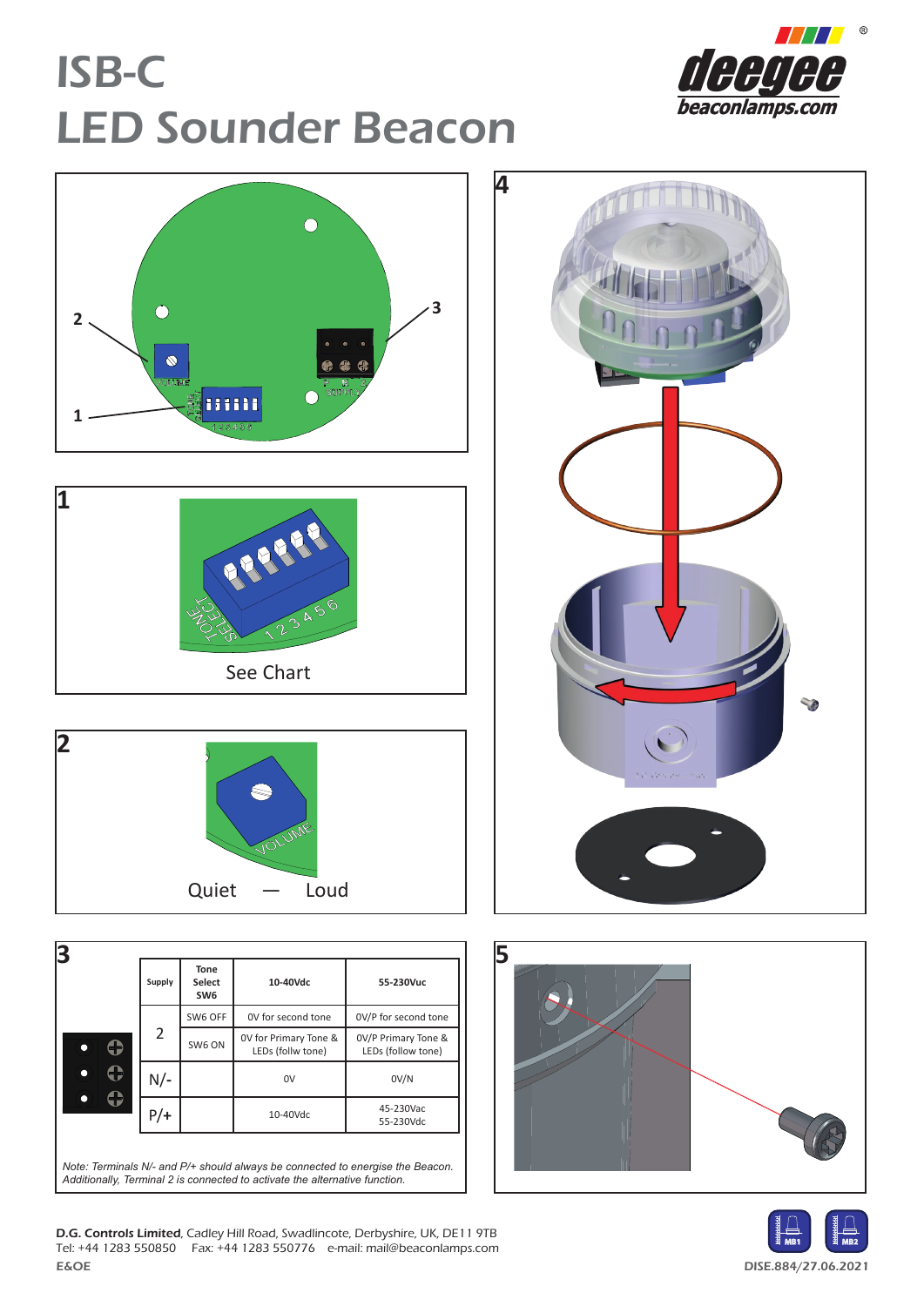# ISB-C
# LED Sounder Beacon

deegee beaconlamps.com

2

3

1

VOLUME

TONE SELECT 1 2 3 4 5 6

## 1

TONE SELECT 1 2 3 4 5 6

See Chart

## 2

VOLUME

Quiet — Loud

## 3

| | Supply | Tone Select SW6 | 10-40Vdc | 55-230Vuc |
|---|---|---|---|---|
| | 2 | SW6 OFF | 0V for second tone | 0V/P for second tone |
| | | SW6 ON | 0V for Primary Tone & LEDs (follw tone) | 0V/P Primary Tone & LEDs (follow tone) |
| | N/- | | 0V | 0V/N |
| | P/+ | | 10-40Vdc | 45-230Vac 55-230Vdc |

*Note: Terminals N/- and P/+ should always be connected to energise the Beacon. Additionally, Terminal 2 is connected to activate the alternative function.*

## 4

## 5

**D.G. Controls Limited**, Cadley Hill Road, Swadlincote, Derbyshire, UK, DE11 9TB
Tel: +44 1283 550850 Fax: +44 1283 550776 e-mail: mail@beaconlamps.com
**E&OE**

MB1 MB2

DISE.884/27.06.2021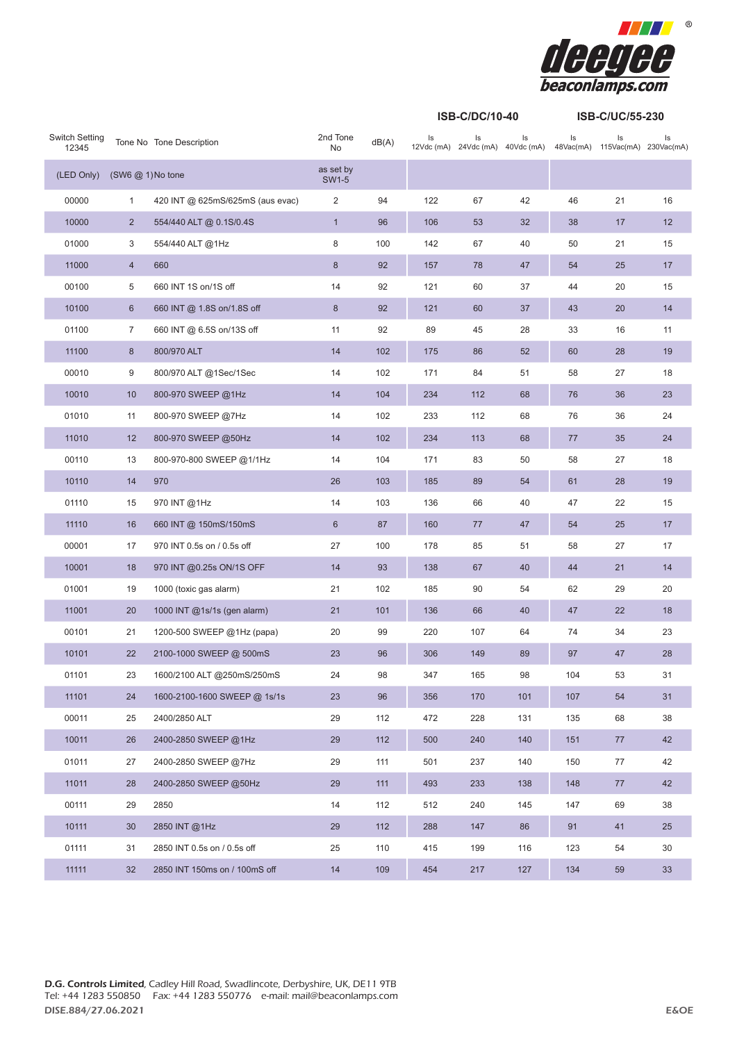deegee beaconlamps.com

| Switch Setting 12345 | Tone No | Tone Description | 2nd Tone No | dB(A) | ISB-C/DC/10-40 Is 12Vdc (mA) | Is 24Vdc (mA) | Is 40Vdc (mA) | ISB-C/UC/55-230 Is 48Vac(mA) | Is 115Vac(mA) | Is 230Vac(mA) |
|---|---|---|---|---|---|---|---|---|---|---|
| (LED Only) | (SW6 @ 1) | No tone | as set by SW1-5 | | | | | | | |
| 00000 | 1 | 420 INT @ 625mS/625mS (aus evac) | 2 | 94 | 122 | 67 | 42 | 46 | 21 | 16 |
| 10000 | 2 | 554/440 ALT @ 0.1S/0.4S | 1 | 96 | 106 | 53 | 32 | 38 | 17 | 12 |
| 01000 | 3 | 554/440 ALT @1Hz | 8 | 100 | 142 | 67 | 40 | 50 | 21 | 15 |
| 11000 | 4 | 660 | 8 | 92 | 157 | 78 | 47 | 54 | 25 | 17 |
| 00100 | 5 | 660 INT 1S on/1S off | 14 | 92 | 121 | 60 | 37 | 44 | 20 | 15 |
| 10100 | 6 | 660 INT @ 1.8S on/1.8S off | 8 | 92 | 121 | 60 | 37 | 43 | 20 | 14 |
| 01100 | 7 | 660 INT @ 6.5S on/13S off | 11 | 92 | 89 | 45 | 28 | 33 | 16 | 11 |
| 11100 | 8 | 800/970 ALT | 14 | 102 | 175 | 86 | 52 | 60 | 28 | 19 |
| 00010 | 9 | 800/970 ALT @1Sec/1Sec | 14 | 102 | 171 | 84 | 51 | 58 | 27 | 18 |
| 10010 | 10 | 800-970 SWEEP @1Hz | 14 | 104 | 234 | 112 | 68 | 76 | 36 | 23 |
| 01010 | 11 | 800-970 SWEEP @7Hz | 14 | 102 | 233 | 112 | 68 | 76 | 36 | 24 |
| 11010 | 12 | 800-970 SWEEP @50Hz | 14 | 102 | 234 | 113 | 68 | 77 | 35 | 24 |
| 00110 | 13 | 800-970-800 SWEEP @1/1Hz | 14 | 104 | 171 | 83 | 50 | 58 | 27 | 18 |
| 10110 | 14 | 970 | 26 | 103 | 185 | 89 | 54 | 61 | 28 | 19 |
| 01110 | 15 | 970 INT @1Hz | 14 | 103 | 136 | 66 | 40 | 47 | 22 | 15 |
| 11110 | 16 | 660 INT @ 150mS/150mS | 6 | 87 | 160 | 77 | 47 | 54 | 25 | 17 |
| 00001 | 17 | 970 INT 0.5s on / 0.5s off | 27 | 100 | 178 | 85 | 51 | 58 | 27 | 17 |
| 10001 | 18 | 970 INT @0.25s ON/1S OFF | 14 | 93 | 138 | 67 | 40 | 44 | 21 | 14 |
| 01001 | 19 | 1000 (toxic gas alarm) | 21 | 102 | 185 | 90 | 54 | 62 | 29 | 20 |
| 11001 | 20 | 1000 INT @1s/1s (gen alarm) | 21 | 101 | 136 | 66 | 40 | 47 | 22 | 18 |
| 00101 | 21 | 1200-500 SWEEP @1Hz (papa) | 20 | 99 | 220 | 107 | 64 | 74 | 34 | 23 |
| 10101 | 22 | 2100-1000 SWEEP @ 500mS | 23 | 96 | 306 | 149 | 89 | 97 | 47 | 28 |
| 01101 | 23 | 1600/2100 ALT @250mS/250mS | 24 | 98 | 347 | 165 | 98 | 104 | 53 | 31 |
| 11101 | 24 | 1600-2100-1600 SWEEP @ 1s/1s | 23 | 96 | 356 | 170 | 101 | 107 | 54 | 31 |
| 00011 | 25 | 2400/2850 ALT | 29 | 112 | 472 | 228 | 131 | 135 | 68 | 38 |
| 10011 | 26 | 2400-2850 SWEEP @1Hz | 29 | 112 | 500 | 240 | 140 | 151 | 77 | 42 |
| 01011 | 27 | 2400-2850 SWEEP @7Hz | 29 | 111 | 501 | 237 | 140 | 150 | 77 | 42 |
| 11011 | 28 | 2400-2850 SWEEP @50Hz | 29 | 111 | 493 | 233 | 138 | 148 | 77 | 42 |
| 00111 | 29 | 2850 | 14 | 112 | 512 | 240 | 145 | 147 | 69 | 38 |
| 10111 | 30 | 2850 INT @1Hz | 29 | 112 | 288 | 147 | 86 | 91 | 41 | 25 |
| 01111 | 31 | 2850 INT 0.5s on / 0.5s off | 25 | 110 | 415 | 199 | 116 | 123 | 54 | 30 |
| 11111 | 32 | 2850 INT 150ms on / 100mS off | 14 | 109 | 454 | 217 | 127 | 134 | 59 | 33 |

**D.G. Controls Limited**, Cadley Hill Road, Swadlincote, Derbyshire, UK, DE11 9TB
Tel: +44 1283 550850 Fax: +44 1283 550776 e-mail: mail@beaconlamps.com
DISE.884/27.06.2021

E&OE